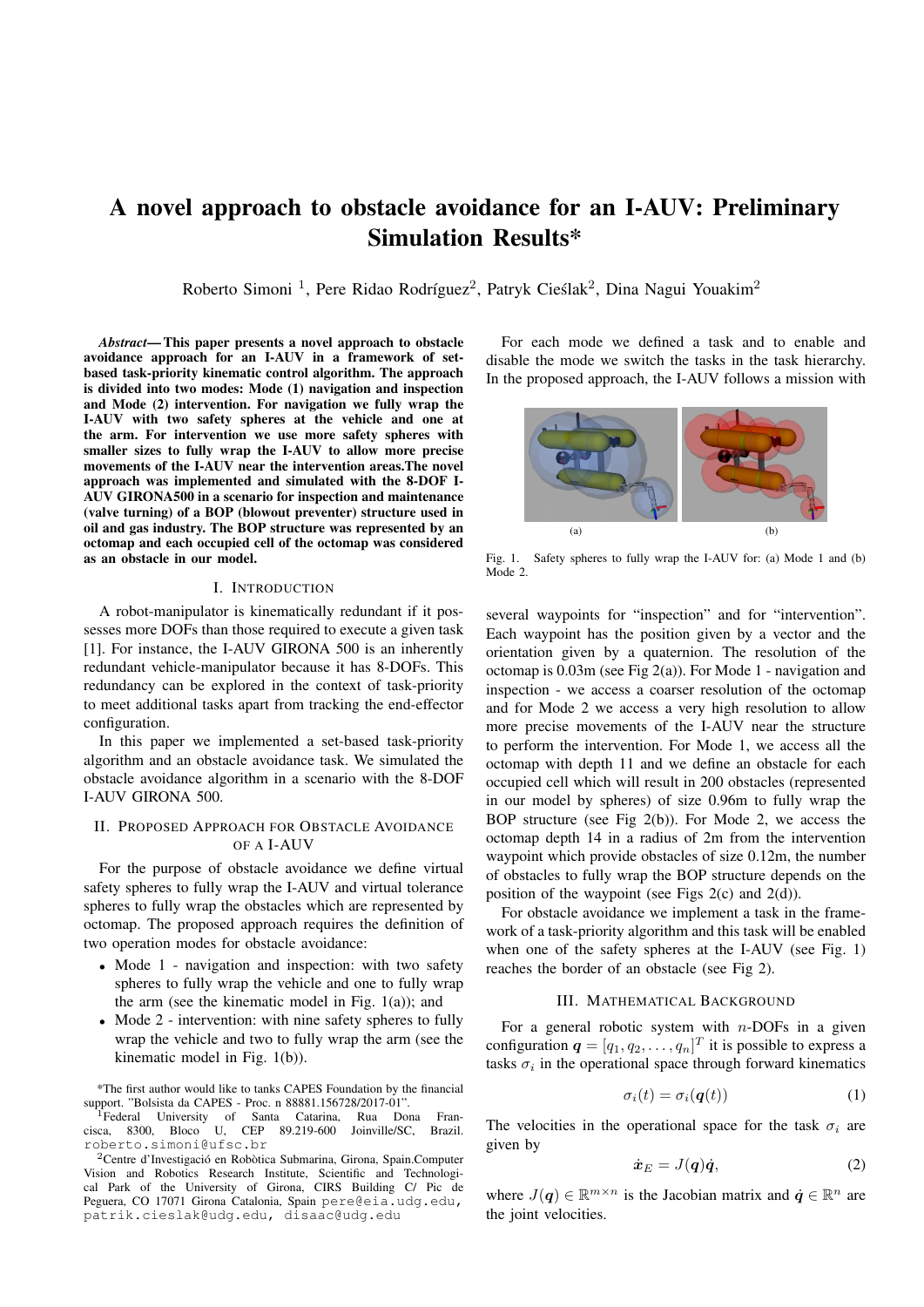# A novel approach to obstacle avoidance for an I-AUV: Preliminary Simulation Results*

Roberto Simoni [1], Pere Ridao Rodríguez[2], Patryk Cieślak[2], Dina Nagui Youakim[2]

***Abstract*— This paper presents a novel approach to obstacle avoidance approach for an I-AUV in a framework of set-based task-priority kinematic control algorithm. The approach is divided into two modes: Mode (1) navigation and inspection and Mode (2) intervention. For navigation we fully wrap the I-AUV with two safety spheres at the vehicle and one at the arm. For intervention we use more safety spheres with smaller sizes to fully wrap the I-AUV to allow more precise movements of the I-AUV near the intervention areas.The novel approach was implemented and simulated with the 8-DOF I-AUV GIRONA500 in a scenario for inspection and maintenance (valve turning) of a BOP (blowout preventer) structure used in oil and gas industry. The BOP structure was represented by an octomap and each occupied cell of the octomap was considered as an obstacle in our model.**

## I. Introduction

A robot-manipulator is kinematically redundant if it possesses more DOFs than those required to execute a given task [1]. For instance, the I-AUV GIRONA 500 is an inherently redundant vehicle-manipulator because it has 8-DOFs. This redundancy can be explored in the context of task-priority to meet additional tasks apart from tracking the end-effector configuration.

In this paper we implemented a set-based task-priority algorithm and an obstacle avoidance task. We simulated the obstacle avoidance algorithm in a scenario with the 8-DOF I-AUV GIRONA 500.

## II. Proposed Approach for Obstacle Avoidance of a I-AUV

For the purpose of obstacle avoidance we define virtual safety spheres to fully wrap the I-AUV and virtual tolerance spheres to fully wrap the obstacles which are represented by octomap. The proposed approach requires the definition of two operation modes for obstacle avoidance:

- Mode 1 - navigation and inspection: with two safety spheres to fully wrap the vehicle and one to fully wrap the arm (see the kinematic model in Fig. 1(a)); and
- Mode 2 - intervention: with nine safety spheres to fully wrap the vehicle and two to fully wrap the arm (see the kinematic model in Fig. 1(b)).

For each mode we defined a task and to enable and disable the mode we switch the tasks in the task hierarchy. In the proposed approach, the I-AUV follows a mission with

(a) (b)

Fig. 1. Safety spheres to fully wrap the I-AUV for: (a) Mode 1 and (b) Mode 2.

several waypoints for "inspection" and for "intervention". Each waypoint has the position given by a vector and the orientation given by a quaternion. The resolution of the octomap is 0.03m (see Fig 2(a)). For Mode 1 - navigation and inspection - we access a coarser resolution of the octomap and for Mode 2 we access a very high resolution to allow more precise movements of the I-AUV near the structure to perform the intervention. For Mode 1, we access all the octomap with depth 11 and we define an obstacle for each occupied cell which will result in 200 obstacles (represented in our model by spheres) of size 0.96m to fully wrap the BOP structure (see Fig 2(b)). For Mode 2, we access the octomap depth 14 in a radius of 2m from the intervention waypoint which provide obstacles of size 0.12m, the number of obstacles to fully wrap the BOP structure depends on the position of the waypoint (see Figs 2(c) and 2(d)).

For obstacle avoidance we implement a task in the framework of a task-priority algorithm and this task will be enabled when one of the safety spheres at the I-AUV (see Fig. 1) reaches the border of an obstacle (see Fig 2).

## III. Mathematical Background

For a general robotic system with $n$-DOFs in a given configuration $\boldsymbol{q} = [q_1, q_2, \ldots, q_n]^T$ it is possible to express a tasks $\sigma_i$ in the operational space through forward kinematics

$$\sigma_i(t) = \sigma_i(\boldsymbol{q}(t)) \tag{1}$$

The velocities in the operational space for the task $\sigma_i$ are given by

$$\dot{\boldsymbol{x}}_E = J(\boldsymbol{q})\dot{\boldsymbol{q}}, \tag{2}$$

where $J(\boldsymbol{q}) \in \mathbb{R}^{m \times n}$ is the Jacobian matrix and $\dot{\boldsymbol{q}} \in \mathbb{R}^n$ are the joint velocities.

*The first author would like to tanks CAPES Foundation by the financial support. "Bolsista da CAPES - Proc. n 88881.156728/2017-01".

[1]Federal University of Santa Catarina, Rua Dona Francisca, 8300, Bloco U, CEP 89.219-600 Joinville/SC, Brazil. roberto.simoni@ufsc.br

[2]Centre d'Investigació en Robòtica Submarina, Girona, Spain.Computer Vision and Robotics Research Institute, Scientific and Technological Park of the University of Girona, CIRS Building C/ Pic de Peguera, CO 17071 Girona Catalonia, Spain pere@eia.udg.edu, patrik.cieslak@udg.edu, disaac@udg.edu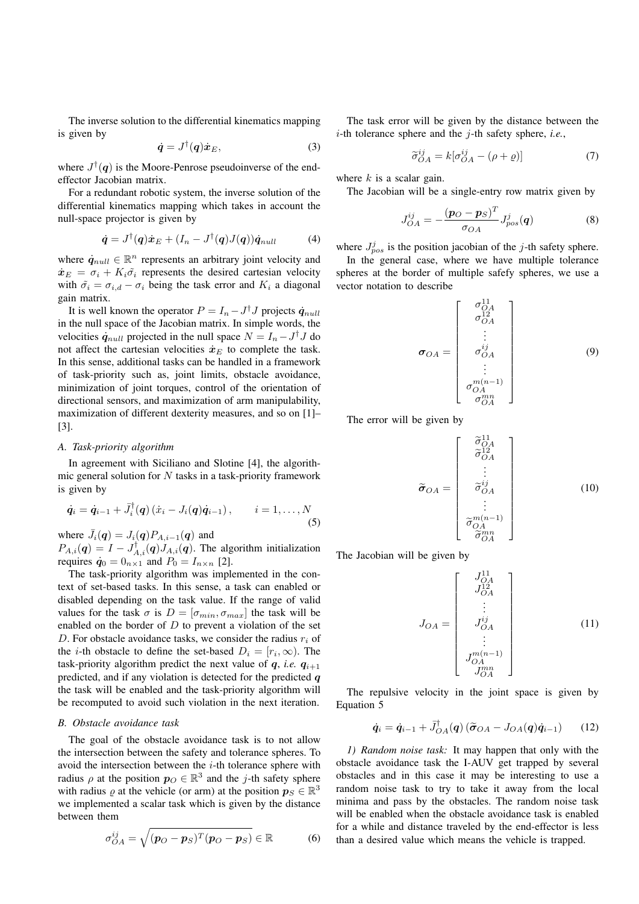The inverse solution to the differential kinematics mapping is given by

$$\dot{\boldsymbol{q}} = J^{\dagger}(\boldsymbol{q})\dot{\boldsymbol{x}}_E, \tag{3}$$

where $J^{\dagger}(\boldsymbol{q})$ is the Moore-Penrose pseudoinverse of the end-effector Jacobian matrix.

For a redundant robotic system, the inverse solution of the differential kinematics mapping which takes in account the null-space projector is given by

$$\dot{\boldsymbol{q}} = J^{\dagger}(\boldsymbol{q})\dot{\boldsymbol{x}}_E + (I_n - J^{\dagger}(\boldsymbol{q})J(\boldsymbol{q}))\dot{\boldsymbol{q}}_{null} \tag{4}$$

where $\dot{\boldsymbol{q}}_{null} \in \mathbb{R}^n$ represents an arbitrary joint velocity and $\dot{\boldsymbol{x}}_E = \sigma_i + K_i\tilde{\sigma}_i$ represents the desired cartesian velocity with $\tilde{\sigma}_i = \sigma_{i,d} - \sigma_i$ being the task error and $K_i$ a diagonal gain matrix.

It is well known the operator $P = I_n - J^{\dagger}J$ projects $\dot{\boldsymbol{q}}_{null}$ in the null space of the Jacobian matrix. In simple words, the velocities $\dot{\boldsymbol{q}}_{null}$ projected in the null space $N = I_n - J^{\dagger}J$ do not affect the cartesian velocities $\dot{\boldsymbol{x}}_E$ to complete the task. In this sense, additional tasks can be handled in a framework of task-priority such as, joint limits, obstacle avoidance, minimization of joint torques, control of the orientation of directional sensors, and maximization of arm manipulability, maximization of different dexterity measures, and so on [1]–[3].

### A. *Task-priority algorithm*

In agreement with Siciliano and Slotine [4], the algorithmic general solution for $N$ tasks in a task-priority framework is given by

$$\dot{\boldsymbol{q}}_i = \dot{\boldsymbol{q}}_{i-1} + \bar{J}_i^{\dagger}(\boldsymbol{q})\left(\dot{x}_i - J_i(\boldsymbol{q})\dot{\boldsymbol{q}}_{i-1}\right), \qquad i = 1, \ldots, N \tag{5}$$

where $\bar{J}_i(\boldsymbol{q}) = J_i(\boldsymbol{q})P_{A,i-1}(\boldsymbol{q})$ and $P_{A,i}(\boldsymbol{q}) = I - J_{A,i}^{\dagger}(\boldsymbol{q})J_{A,i}(\boldsymbol{q})$. The algorithm initialization requires $\dot{\boldsymbol{q}}_0 = 0_{n\times 1}$ and $P_0 = I_{n\times n}$ [2].

The task-priority algorithm was implemented in the context of set-based tasks. In this sense, a task can enabled or disabled depending on the task value. If the range of valid values for the task $\sigma$ is $D = [\sigma_{min}, \sigma_{max}]$ the task will be enabled on the border of $D$ to prevent a violation of the set $D$. For obstacle avoidance tasks, we consider the radius $r_i$ of the $i$-th obstacle to define the set-based $D_i = [r_i, \infty)$. The task-priority algorithm predict the next value of $\boldsymbol{q}$, *i.e.* $\boldsymbol{q}_{i+1}$ predicted, and if any violation is detected for the predicted $\boldsymbol{q}$ the task will be enabled and the task-priority algorithm will be recomputed to avoid such violation in the next iteration.

### B. *Obstacle avoidance task*

The goal of the obstacle avoidance task is to not allow the intersection between the safety and tolerance spheres. To avoid the intersection between the $i$-th tolerance sphere with radius $\rho$ at the position $\boldsymbol{p}_O \in \mathbb{R}^3$ and the $j$-th safety sphere with radius $\varrho$ at the vehicle (or arm) at the position $\boldsymbol{p}_S \in \mathbb{R}^3$ we implemented a scalar task which is given by the distance between them

$$\sigma_{OA}^{ij} = \sqrt{(\boldsymbol{p}_O - \boldsymbol{p}_S)^T(\boldsymbol{p}_O - \boldsymbol{p}_S)} \in \mathbb{R} \tag{6}$$

The task error will be given by the distance between the $i$-th tolerance sphere and the $j$-th safety sphere, *i.e.*,

$$\widetilde{\sigma}_{OA}^{ij} = k[\sigma_{OA}^{ij} - (\rho + \varrho)] \tag{7}$$

where $k$ is a scalar gain.

The Jacobian will be a single-entry row matrix given by

$$J_{OA}^{ij} = -\frac{(\boldsymbol{p}_O - \boldsymbol{p}_S)^T}{\sigma_{OA}} J_{pos}^{j}(\boldsymbol{q}) \tag{8}$$

where $J_{pos}^{j}$ is the position jacobian of the $j$-th safety sphere.

In the general case, where we have multiple tolerance spheres at the border of multiple safefy spheres, we use a vector notation to describe

$$\boldsymbol{\sigma}_{OA} = \begin{bmatrix} \sigma_{OA}^{11} \\ \sigma_{OA}^{12} \\ \vdots \\ \sigma_{OA}^{ij} \\ \vdots \\ \sigma_{OA}^{m(n-1)} \\ \sigma_{OA}^{mn} \end{bmatrix} \tag{9}$$

The error will be given by

$$\widetilde{\boldsymbol{\sigma}}_{OA} = \begin{bmatrix} \widetilde{\sigma}_{OA}^{11} \\ \widetilde{\sigma}_{OA}^{12} \\ \vdots \\ \widetilde{\sigma}_{OA}^{ij} \\ \vdots \\ \widetilde{\sigma}_{OA}^{m(n-1)} \\ \widetilde{\sigma}_{OA}^{mn} \end{bmatrix} \tag{10}$$

The Jacobian will be given by

$$J_{OA} = \begin{bmatrix} J_{OA}^{11} \\ J_{OA}^{12} \\ \vdots \\ J_{OA}^{ij} \\ \vdots \\ J_{OA}^{m(n-1)} \\ J_{OA}^{mn} \end{bmatrix} \tag{11}$$

The repulsive velocity in the joint space is given by Equation 5

$$\dot{\boldsymbol{q}}_i = \dot{\boldsymbol{q}}_{i-1} + \bar{J}_{OA}^{\dagger}(\boldsymbol{q})\left(\widetilde{\boldsymbol{\sigma}}_{OA} - J_{OA}(\boldsymbol{q})\dot{\boldsymbol{q}}_{i-1}\right) \tag{12}$$

*1) Random noise task:* It may happen that only with the obstacle avoidance task the I-AUV get trapped by several obstacles and in this case it may be interesting to use a random noise task to try to take it away from the local minima and pass by the obstacles. The random noise task will be enabled when the obstacle avoidance task is enabled for a while and distance traveled by the end-effector is less than a desired value which means the vehicle is trapped.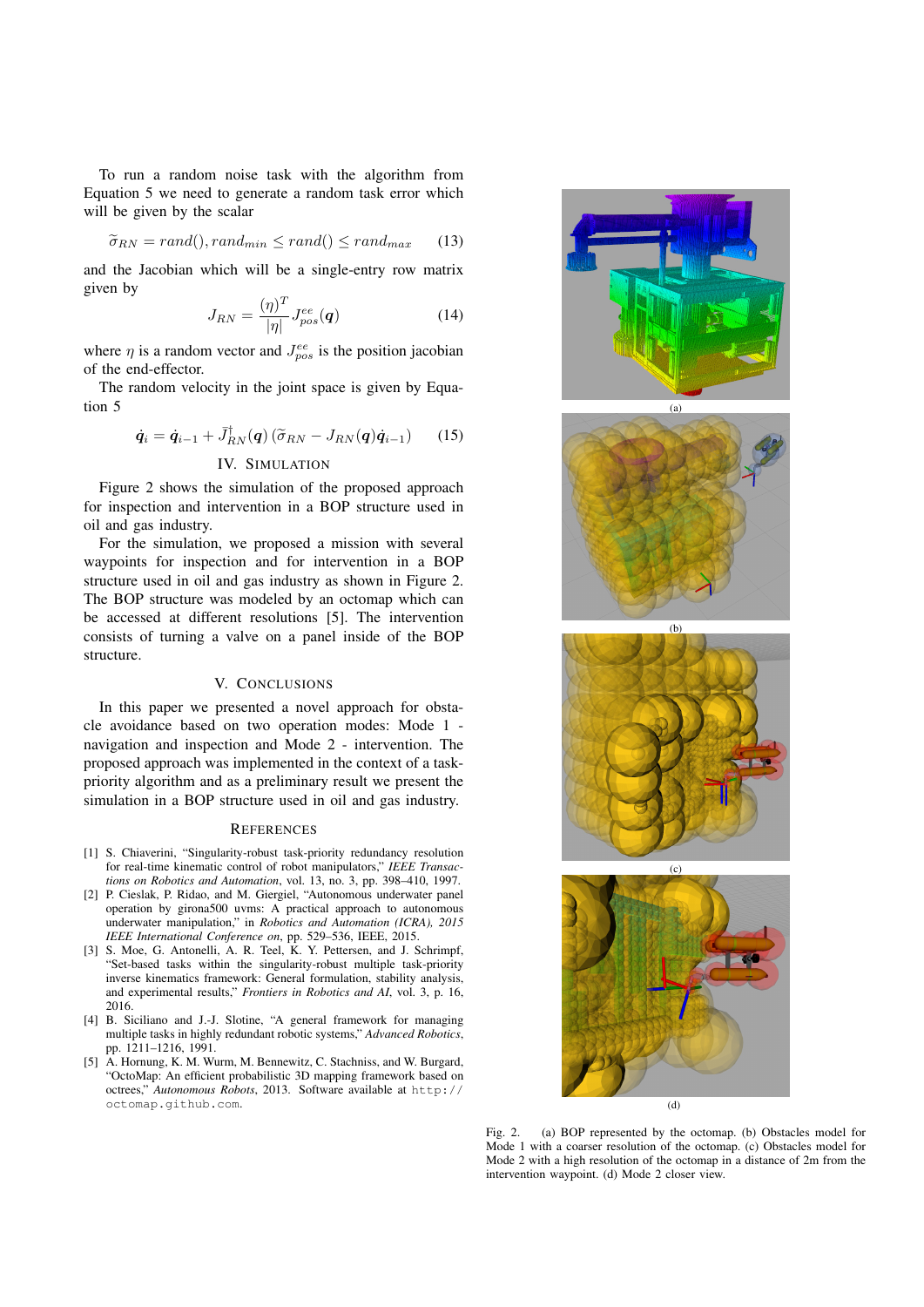To run a random noise task with the algorithm from Equation 5 we need to generate a random task error which will be given by the scalar

$$\widetilde{\sigma}_{RN} = rand(), rand_{min} \leq rand() \leq rand_{max} \tag{13}$$

and the Jacobian which will be a single-entry row matrix given by

$$J_{RN} = \frac{(\eta)^T}{|\eta|} J_{pos}^{ee}(\boldsymbol{q}) \tag{14}$$

where $\eta$ is a random vector and $J_{pos}^{ee}$ is the position jacobian of the end-effector.

The random velocity in the joint space is given by Equation 5

$$\dot{\boldsymbol{q}}_i = \dot{\boldsymbol{q}}_{i-1} + \bar{J}_{RN}^{\dagger}(\boldsymbol{q})\left(\widetilde{\sigma}_{RN} - J_{RN}(\boldsymbol{q})\dot{\boldsymbol{q}}_{i-1}\right) \tag{15}$$

## IV. Simulation

Figure 2 shows the simulation of the proposed approach for inspection and intervention in a BOP structure used in oil and gas industry.

For the simulation, we proposed a mission with several waypoints for inspection and for intervention in a BOP structure used in oil and gas industry as shown in Figure 2. The BOP structure was modeled by an octomap which can be accessed at different resolutions [5]. The intervention consists of turning a valve on a panel inside of the BOP structure.

## V. Conclusions

In this paper we presented a novel approach for obstacle avoidance based on two operation modes: Mode 1 - navigation and inspection and Mode 2 - intervention. The proposed approach was implemented in the context of a task-priority algorithm and as a preliminary result we present the simulation in a BOP structure used in oil and gas industry.

## References

[1] S. Chiaverini, "Singularity-robust task-priority redundancy resolution for real-time kinematic control of robot manipulators," *IEEE Transactions on Robotics and Automation*, vol. 13, no. 3, pp. 398–410, 1997.

[2] P. Cieslak, P. Ridao, and M. Giergiel, "Autonomous underwater panel operation by girona500 uvms: A practical approach to autonomous underwater manipulation," in *Robotics and Automation (ICRA), 2015 IEEE International Conference on*, pp. 529–536, IEEE, 2015.

[3] S. Moe, G. Antonelli, A. R. Teel, K. Y. Pettersen, and J. Schrimpf, "Set-based tasks within the singularity-robust multiple task-priority inverse kinematics framework: General formulation, stability analysis, and experimental results," *Frontiers in Robotics and AI*, vol. 3, p. 16, 2016.

[4] B. Siciliano and J.-J. Slotine, "A general framework for managing multiple tasks in highly redundant robotic systems," *Advanced Robotics*, pp. 1211–1216, 1991.

[5] A. Hornung, K. M. Wurm, M. Bennewitz, C. Stachniss, and W. Burgard, "OctoMap: An efficient probabilistic 3D mapping framework based on octrees," *Autonomous Robots*, 2013. Software available at `http://octomap.github.com`.

(a)

(b)

(c)

(d)

Fig. 2. (a) BOP represented by the octomap. (b) Obstacles model for Mode 1 with a coarser resolution of the octomap. (c) Obstacles model for Mode 2 with a high resolution of the octomap in a distance of 2m from the intervention waypoint. (d) Mode 2 closer view.